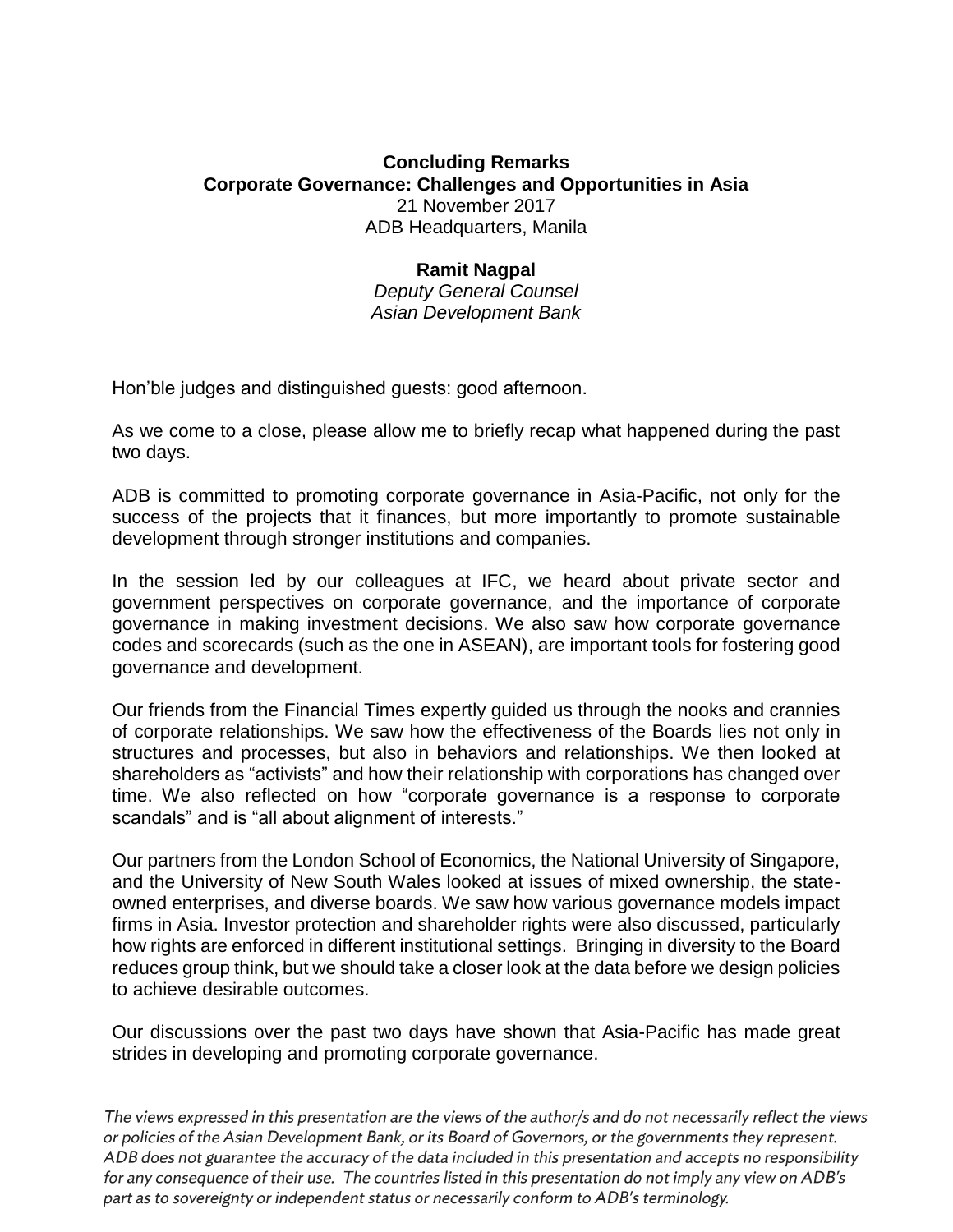**Concluding Remarks**
**Corporate Governance: Challenges and Opportunities in Asia**
21 November 2017
ADB Headquarters, Manila

**Ramit Nagpal**
*Deputy General Counsel*
*Asian Development Bank*

Hon'ble judges and distinguished guests: good afternoon.

As we come to a close, please allow me to briefly recap what happened during the past two days.

ADB is committed to promoting corporate governance in Asia-Pacific, not only for the success of the projects that it finances, but more importantly to promote sustainable development through stronger institutions and companies.

In the session led by our colleagues at IFC, we heard about private sector and government perspectives on corporate governance, and the importance of corporate governance in making investment decisions. We also saw how corporate governance codes and scorecards (such as the one in ASEAN), are important tools for fostering good governance and development.

Our friends from the Financial Times expertly guided us through the nooks and crannies of corporate relationships. We saw how the effectiveness of the Boards lies not only in structures and processes, but also in behaviors and relationships. We then looked at shareholders as "activists" and how their relationship with corporations has changed over time. We also reflected on how "corporate governance is a response to corporate scandals" and is "all about alignment of interests."

Our partners from the London School of Economics, the National University of Singapore, and the University of New South Wales looked at issues of mixed ownership, the state-owned enterprises, and diverse boards. We saw how various governance models impact firms in Asia. Investor protection and shareholder rights were also discussed, particularly how rights are enforced in different institutional settings. Bringing in diversity to the Board reduces group think, but we should take a closer look at the data before we design policies to achieve desirable outcomes.

Our discussions over the past two days have shown that Asia-Pacific has made great strides in developing and promoting corporate governance.

*The views expressed in this presentation are the views of the author/s and do not necessarily reflect the views or policies of the Asian Development Bank, or its Board of Governors, or the governments they represent. ADB does not guarantee the accuracy of the data included in this presentation and accepts no responsibility for any consequence of their use. The countries listed in this presentation do not imply any view on ADB's part as to sovereignty or independent status or necessarily conform to ADB's terminology.*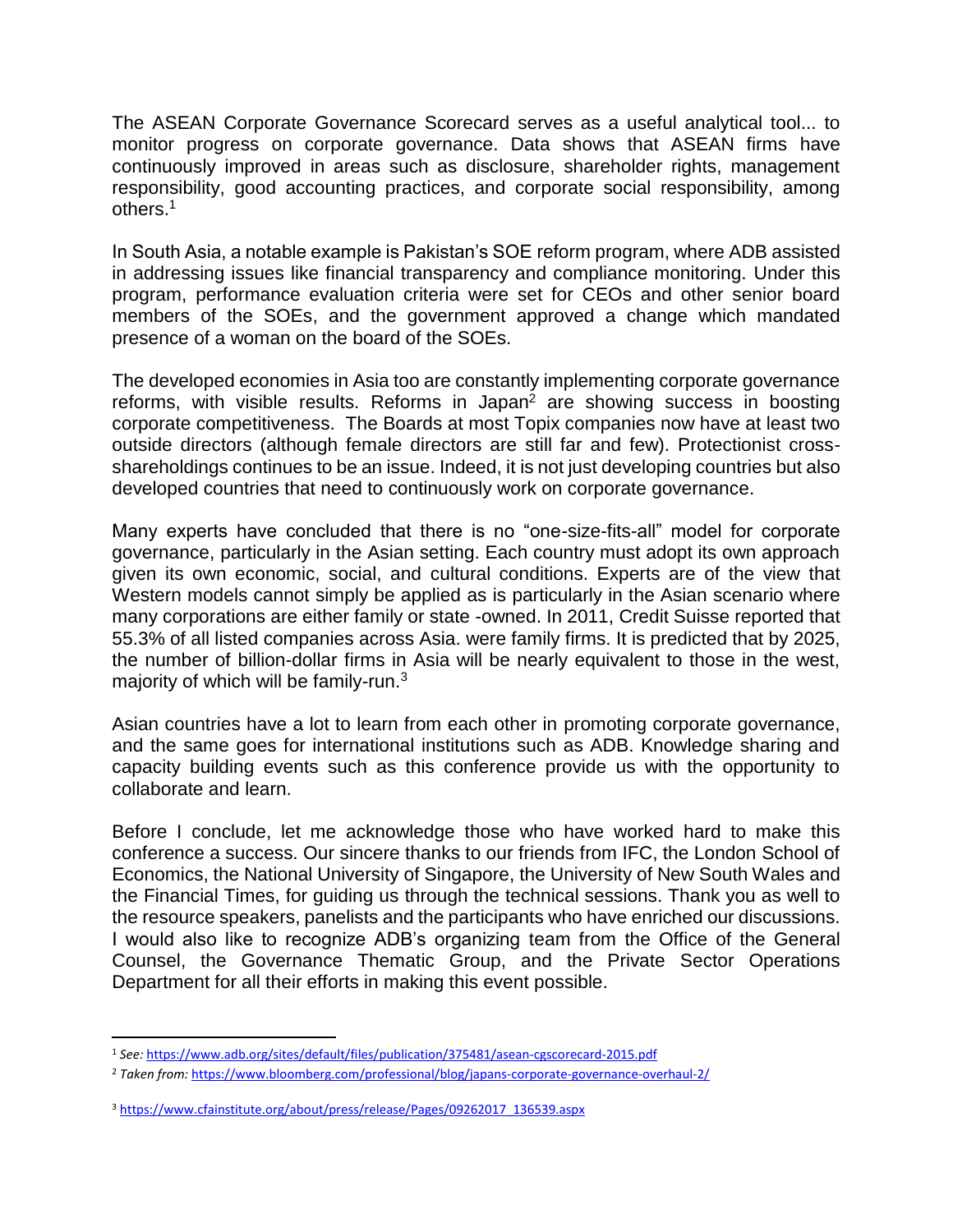The ASEAN Corporate Governance Scorecard serves as a useful analytical tool... to monitor progress on corporate governance. Data shows that ASEAN firms have continuously improved in areas such as disclosure, shareholder rights, management responsibility, good accounting practices, and corporate social responsibility, among others.[1]

In South Asia, a notable example is Pakistan's SOE reform program, where ADB assisted in addressing issues like financial transparency and compliance monitoring. Under this program, performance evaluation criteria were set for CEOs and other senior board members of the SOEs, and the government approved a change which mandated presence of a woman on the board of the SOEs.

The developed economies in Asia too are constantly implementing corporate governance reforms, with visible results. Reforms in Japan[2] are showing success in boosting corporate competitiveness. The Boards at most Topix companies now have at least two outside directors (although female directors are still far and few). Protectionist cross-shareholdings continues to be an issue. Indeed, it is not just developing countries but also developed countries that need to continuously work on corporate governance.

Many experts have concluded that there is no "one-size-fits-all" model for corporate governance, particularly in the Asian setting. Each country must adopt its own approach given its own economic, social, and cultural conditions. Experts are of the view that Western models cannot simply be applied as is particularly in the Asian scenario where many corporations are either family or state -owned. In 2011, Credit Suisse reported that 55.3% of all listed companies across Asia. were family firms. It is predicted that by 2025, the number of billion-dollar firms in Asia will be nearly equivalent to those in the west, majority of which will be family-run.[3]

Asian countries have a lot to learn from each other in promoting corporate governance, and the same goes for international institutions such as ADB. Knowledge sharing and capacity building events such as this conference provide us with the opportunity to collaborate and learn.

Before I conclude, let me acknowledge those who have worked hard to make this conference a success. Our sincere thanks to our friends from IFC, the London School of Economics, the National University of Singapore, the University of New South Wales and the Financial Times, for guiding us through the technical sessions. Thank you as well to the resource speakers, panelists and the participants who have enriched our discussions. I would also like to recognize ADB's organizing team from the Office of the General Counsel, the Governance Thematic Group, and the Private Sector Operations Department for all their efforts in making this event possible.

---

[1] *See:* https://www.adb.org/sites/default/files/publication/375481/asean-cgscorecard-2015.pdf

[2] *Taken from:* https://www.bloomberg.com/professional/blog/japans-corporate-governance-overhaul-2/

[3] https://www.cfainstitute.org/about/press/release/Pages/09262017_136539.aspx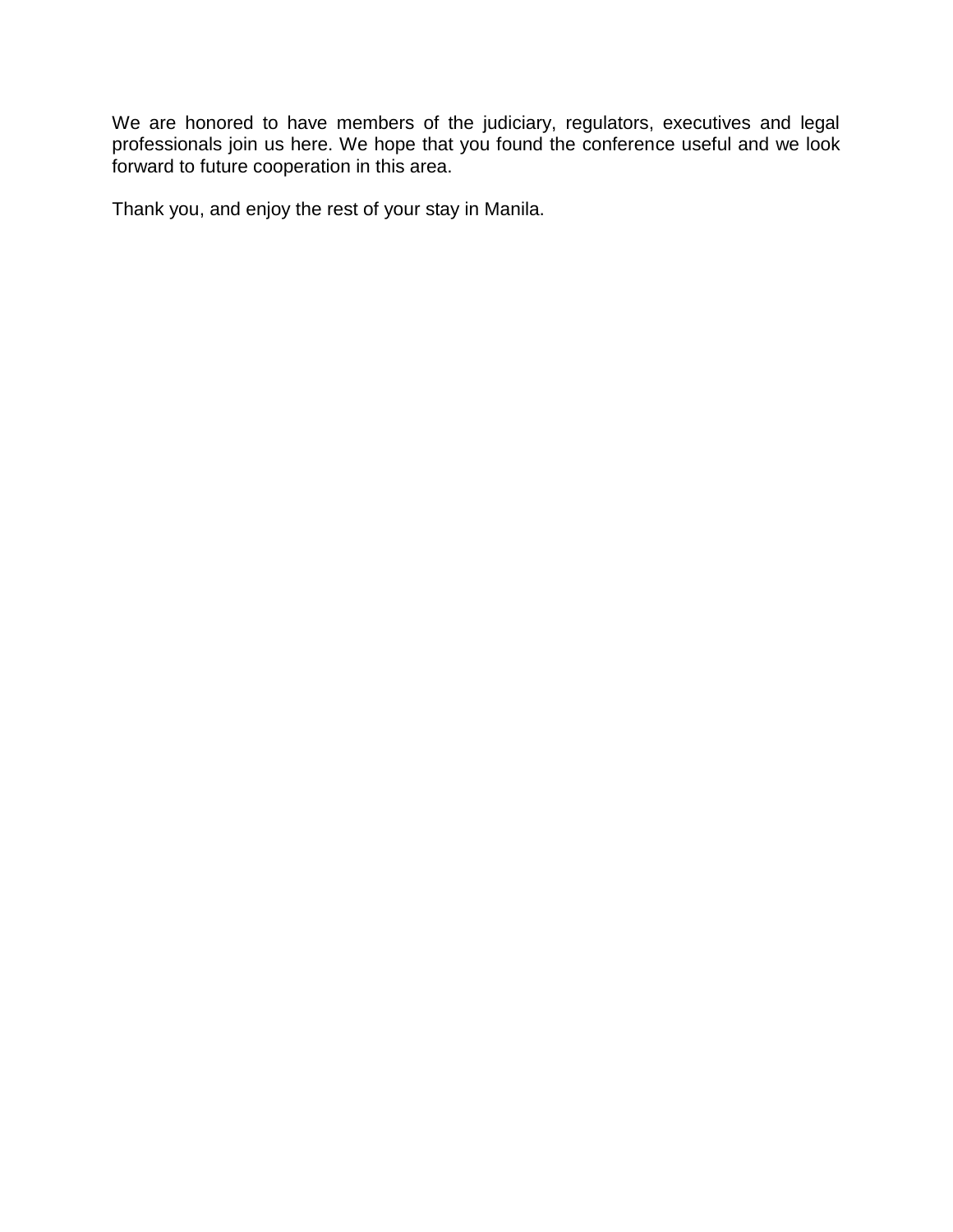We are honored to have members of the judiciary, regulators, executives and legal professionals join us here. We hope that you found the conference useful and we look forward to future cooperation in this area.

Thank you, and enjoy the rest of your stay in Manila.